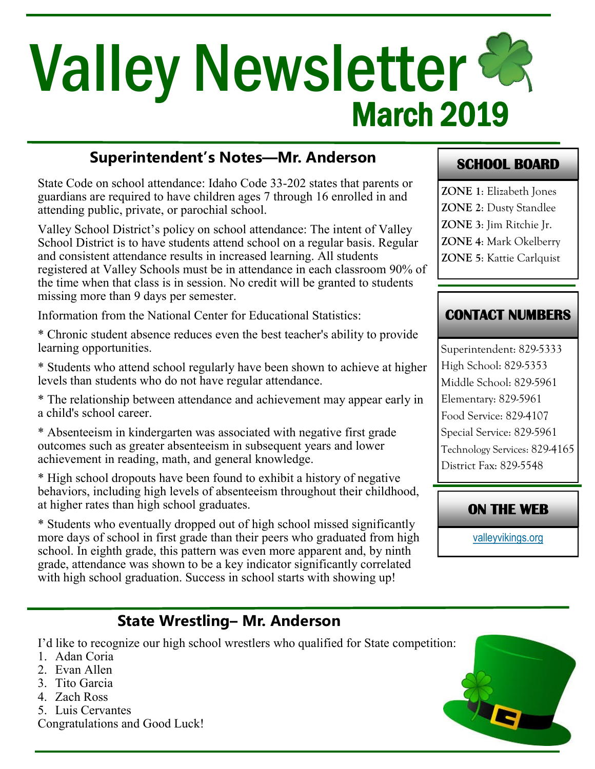# Valley Newsletter

## March 2019

## Superintendent's Notes—Mr. Anderson

State Code on school attendance: Idaho Code 33-202 states that parents or guardians are required to have children ages 7 through 16 enrolled in and attending public, private, or parochial school.

Valley School District's policy on school attendance: The intent of Valley School District is to have students attend school on a regular basis. Regular and consistent attendance results in increased learning. All students registered at Valley Schools must be in attendance in each classroom 90% of the time when that class is in session. No credit will be granted to students missing more than 9 days per semester.

Information from the National Center for Educational Statistics:

* Chronic student absence reduces even the best teacher's ability to provide learning opportunities.

* Students who attend school regularly have been shown to achieve at higher levels than students who do not have regular attendance.

* The relationship between attendance and achievement may appear early in a child's school career.

* Absenteeism in kindergarten was associated with negative first grade outcomes such as greater absenteeism in subsequent years and lower achievement in reading, math, and general knowledge.

* High school dropouts have been found to exhibit a history of negative behaviors, including high levels of absenteeism throughout their childhood, at higher rates than high school graduates.

* Students who eventually dropped out of high school missed significantly more days of school in first grade than their peers who graduated from high school. In eighth grade, this pattern was even more apparent and, by ninth grade, attendance was shown to be a key indicator significantly correlated with high school graduation. Success in school starts with showing up!

## SCHOOL BOARD

**ZONE 1**: Elizabeth Jones
**ZONE 2**: Dusty Standlee
**ZONE 3**: Jim Ritchie Jr.
**ZONE 4**: Mark Okelberry
**ZONE 5**: Kattie Carlquist

## CONTACT NUMBERS

Superintendent: 829-5333
High School: 829-5353
Middle School: 829-5961
Elementary: 829-5961
Food Service: 829-4107
Special Service: 829-5961
Technology Services: 829-4165
District Fax: 829-5548

## ON THE WEB

valleyvikings.org

## State Wrestling– Mr. Anderson

I'd like to recognize our high school wrestlers who qualified for State competition:

1. Adan Coria
2. Evan Allen
3. Tito Garcia
4. Zach Ross
5. Luis Cervantes

Congratulations and Good Luck!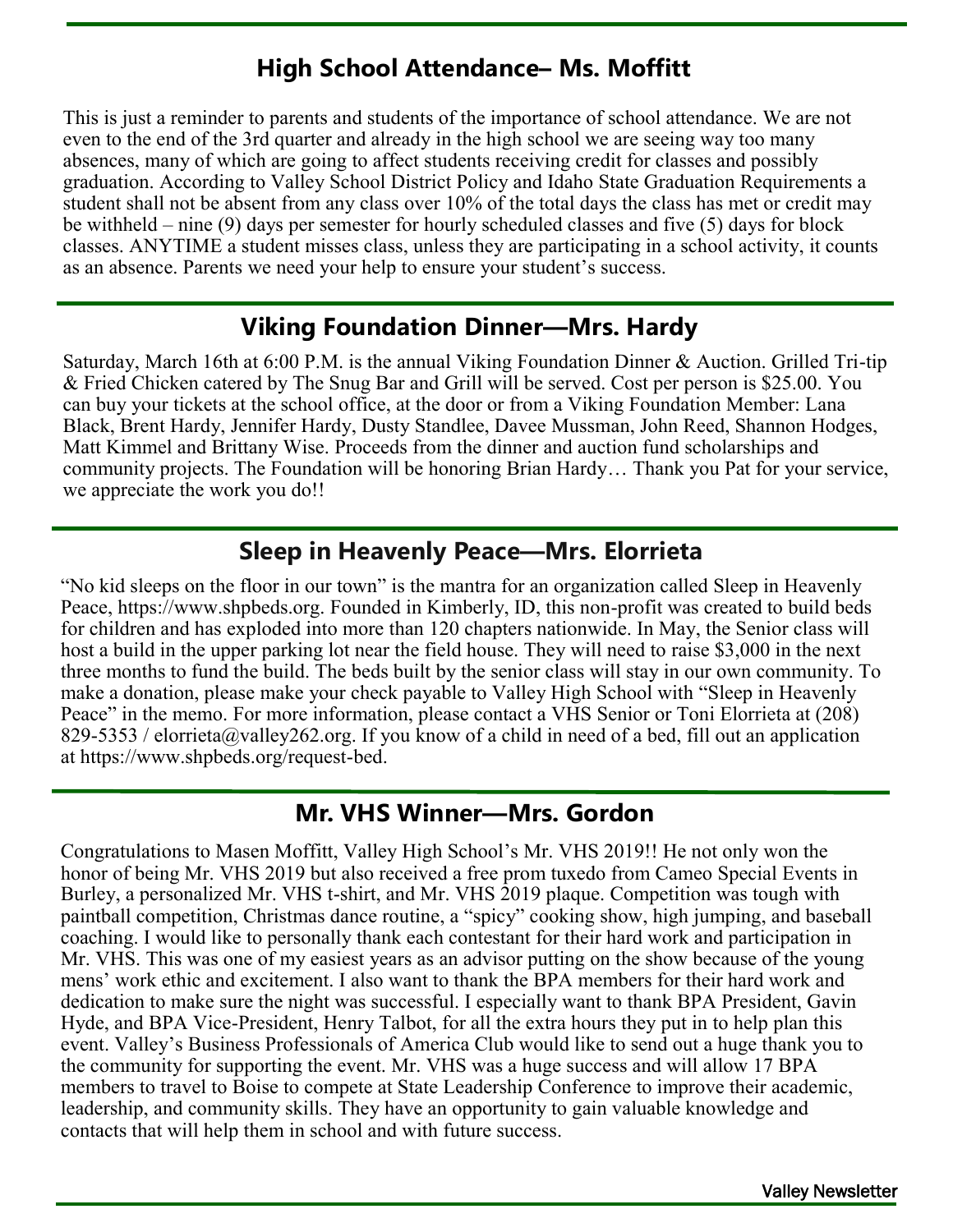## High School Attendance– Ms. Moffitt

This is just a reminder to parents and students of the importance of school attendance. We are not even to the end of the 3rd quarter and already in the high school we are seeing way too many absences, many of which are going to affect students receiving credit for classes and possibly graduation. According to Valley School District Policy and Idaho State Graduation Requirements a student shall not be absent from any class over 10% of the total days the class has met or credit may be withheld – nine (9) days per semester for hourly scheduled classes and five (5) days for block classes. ANYTIME a student misses class, unless they are participating in a school activity, it counts as an absence. Parents we need your help to ensure your student's success.

## Viking Foundation Dinner—Mrs. Hardy

Saturday, March 16th at 6:00 P.M. is the annual Viking Foundation Dinner & Auction. Grilled Tri-tip & Fried Chicken catered by The Snug Bar and Grill will be served. Cost per person is $25.00. You can buy your tickets at the school office, at the door or from a Viking Foundation Member: Lana Black, Brent Hardy, Jennifer Hardy, Dusty Standlee, Davee Mussman, John Reed, Shannon Hodges, Matt Kimmel and Brittany Wise. Proceeds from the dinner and auction fund scholarships and community projects. The Foundation will be honoring Brian Hardy… Thank you Pat for your service, we appreciate the work you do!!

## Sleep in Heavenly Peace—Mrs. Elorrieta

"No kid sleeps on the floor in our town" is the mantra for an organization called Sleep in Heavenly Peace, https://www.shpbeds.org. Founded in Kimberly, ID, this non-profit was created to build beds for children and has exploded into more than 120 chapters nationwide. In May, the Senior class will host a build in the upper parking lot near the field house. They will need to raise $3,000 in the next three months to fund the build. The beds built by the senior class will stay in our own community. To make a donation, please make your check payable to Valley High School with "Sleep in Heavenly Peace" in the memo. For more information, please contact a VHS Senior or Toni Elorrieta at (208) 829-5353 / elorrieta@valley262.org. If you know of a child in need of a bed, fill out an application at https://www.shpbeds.org/request-bed.

## Mr. VHS Winner—Mrs. Gordon

Congratulations to Masen Moffitt, Valley High School's Mr. VHS 2019!! He not only won the honor of being Mr. VHS 2019 but also received a free prom tuxedo from Cameo Special Events in Burley, a personalized Mr. VHS t-shirt, and Mr. VHS 2019 plaque. Competition was tough with paintball competition, Christmas dance routine, a "spicy" cooking show, high jumping, and baseball coaching. I would like to personally thank each contestant for their hard work and participation in Mr. VHS. This was one of my easiest years as an advisor putting on the show because of the young mens' work ethic and excitement. I also want to thank the BPA members for their hard work and dedication to make sure the night was successful. I especially want to thank BPA President, Gavin Hyde, and BPA Vice-President, Henry Talbot, for all the extra hours they put in to help plan this event. Valley's Business Professionals of America Club would like to send out a huge thank you to the community for supporting the event. Mr. VHS was a huge success and will allow 17 BPA members to travel to Boise to compete at State Leadership Conference to improve their academic, leadership, and community skills. They have an opportunity to gain valuable knowledge and contacts that will help them in school and with future success.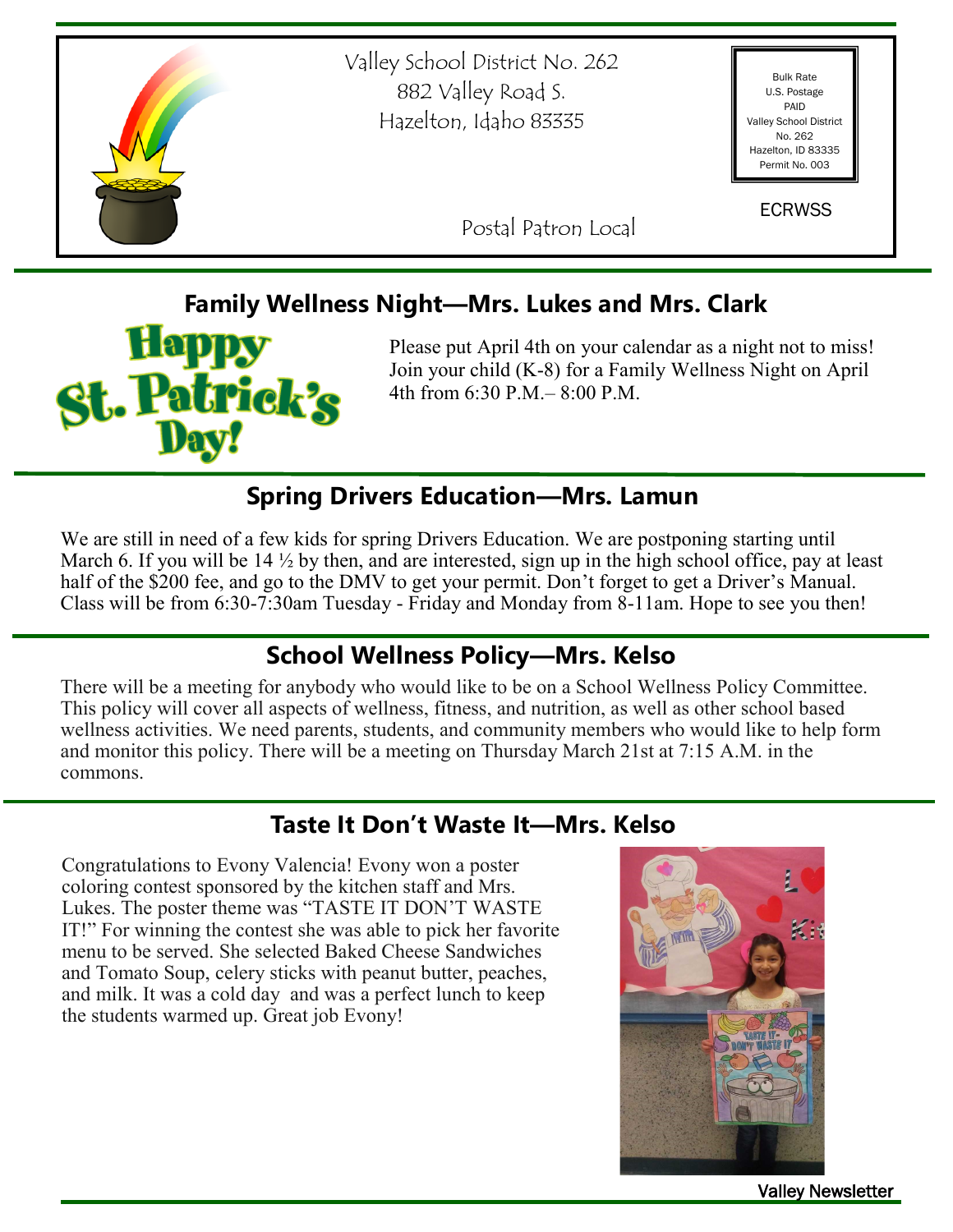Valley School District No. 262
882 Valley Road S.
Hazelton, Idaho 83335

Bulk Rate
U.S. Postage
PAID
Valley School District
No. 262
Hazelton, ID 83335
Permit No. 003

ECRWSS

Postal Patron Local

## Family Wellness Night—Mrs. Lukes and Mrs. Clark

Happy St. Patrick's Day!

Please put April 4th on your calendar as a night not to miss! Join your child (K-8) for a Family Wellness Night on April 4th from 6:30 P.M.– 8:00 P.M.

## Spring Drivers Education—Mrs. Lamun

We are still in need of a few kids for spring Drivers Education. We are postponing starting until March 6. If you will be 14 ½ by then, and are interested, sign up in the high school office, pay at least half of the $200 fee, and go to the DMV to get your permit. Don't forget to get a Driver's Manual. Class will be from 6:30-7:30am Tuesday - Friday and Monday from 8-11am. Hope to see you then!

## School Wellness Policy—Mrs. Kelso

There will be a meeting for anybody who would like to be on a School Wellness Policy Committee. This policy will cover all aspects of wellness, fitness, and nutrition, as well as other school based wellness activities. We need parents, students, and community members who would like to help form and monitor this policy. There will be a meeting on Thursday March 21st at 7:15 A.M. in the commons.

## Taste It Don't Waste It—Mrs. Kelso

Congratulations to Evony Valencia! Evony won a poster coloring contest sponsored by the kitchen staff and Mrs. Lukes. The poster theme was "TASTE IT DON'T WASTE IT!" For winning the contest she was able to pick her favorite menu to be served. She selected Baked Cheese Sandwiches and Tomato Soup, celery sticks with peanut butter, peaches, and milk. It was a cold day and was a perfect lunch to keep the students warmed up. Great job Evony!